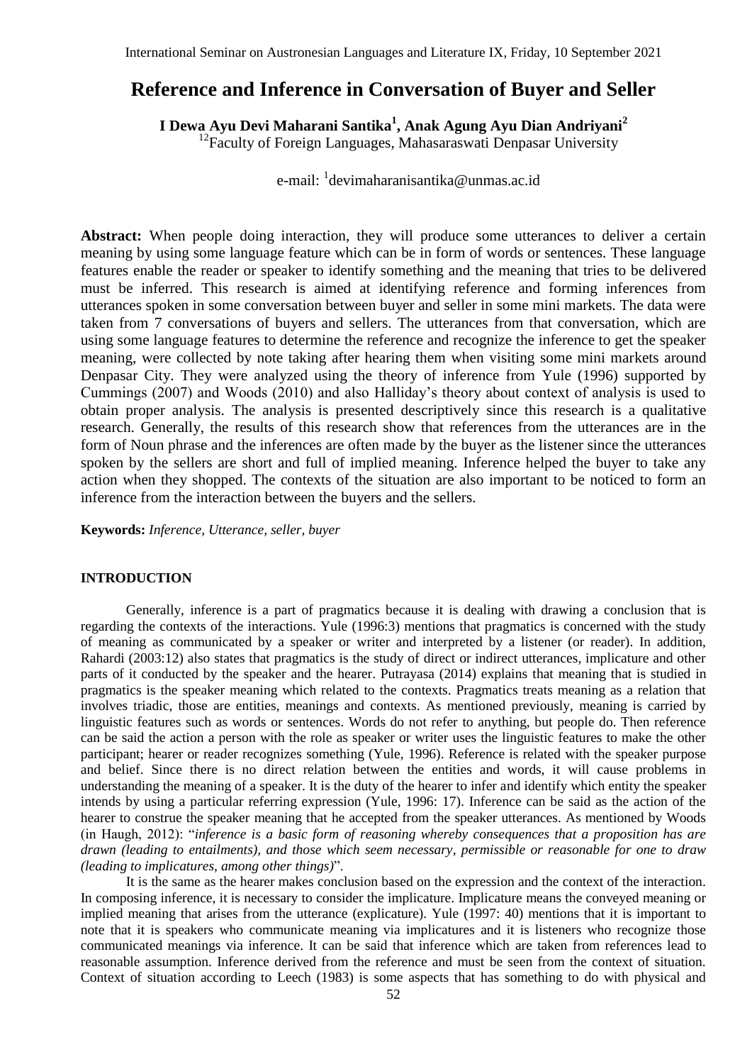# Reference and Inference in Conversation of Buyer and Seller

**I Dewa Ayu Devi Maharani Santika[1], Anak Agung Ayu Dian Andriyani[2]**

[12]Faculty of Foreign Languages, Mahasaraswati Denpasar University

e-mail: [1]devimaharanisantika@unmas.ac.id

**Abstract:** When people doing interaction, they will produce some utterances to deliver a certain meaning by using some language feature which can be in form of words or sentences. These language features enable the reader or speaker to identify something and the meaning that tries to be delivered must be inferred. This research is aimed at identifying reference and forming inferences from utterances spoken in some conversation between buyer and seller in some mini markets. The data were taken from 7 conversations of buyers and sellers. The utterances from that conversation, which are using some language features to determine the reference and recognize the inference to get the speaker meaning, were collected by note taking after hearing them when visiting some mini markets around Denpasar City. They were analyzed using the theory of inference from Yule (1996) supported by Cummings (2007) and Woods (2010) and also Halliday's theory about context of analysis is used to obtain proper analysis. The analysis is presented descriptively since this research is a qualitative research. Generally, the results of this research show that references from the utterances are in the form of Noun phrase and the inferences are often made by the buyer as the listener since the utterances spoken by the sellers are short and full of implied meaning. Inference helped the buyer to take any action when they shopped. The contexts of the situation are also important to be noticed to form an inference from the interaction between the buyers and the sellers.

**Keywords:** *Inference, Utterance, seller, buyer*

## INTRODUCTION

Generally, inference is a part of pragmatics because it is dealing with drawing a conclusion that is regarding the contexts of the interactions. Yule (1996:3) mentions that pragmatics is concerned with the study of meaning as communicated by a speaker or writer and interpreted by a listener (or reader). In addition, Rahardi (2003:12) also states that pragmatics is the study of direct or indirect utterances, implicature and other parts of it conducted by the speaker and the hearer. Putrayasa (2014) explains that meaning that is studied in pragmatics is the speaker meaning which related to the contexts. Pragmatics treats meaning as a relation that involves triadic, those are entities, meanings and contexts. As mentioned previously, meaning is carried by linguistic features such as words or sentences. Words do not refer to anything, but people do. Then reference can be said the action a person with the role as speaker or writer uses the linguistic features to make the other participant; hearer or reader recognizes something (Yule, 1996). Reference is related with the speaker purpose and belief. Since there is no direct relation between the entities and words, it will cause problems in understanding the meaning of a speaker. It is the duty of the hearer to infer and identify which entity the speaker intends by using a particular referring expression (Yule, 1996: 17). Inference can be said as the action of the hearer to construe the speaker meaning that he accepted from the speaker utterances. As mentioned by Woods (in Haugh, 2012): "*inference is a basic form of reasoning whereby consequences that a proposition has are drawn (leading to entailments), and those which seem necessary, permissible or reasonable for one to draw (leading to implicatures, among other things)*".

It is the same as the hearer makes conclusion based on the expression and the context of the interaction. In composing inference, it is necessary to consider the implicature. Implicature means the conveyed meaning or implied meaning that arises from the utterance (explicature). Yule (1997: 40) mentions that it is important to note that it is speakers who communicate meaning via implicatures and it is listeners who recognize those communicated meanings via inference. It can be said that inference which are taken from references lead to reasonable assumption. Inference derived from the reference and must be seen from the context of situation. Context of situation according to Leech (1983) is some aspects that has something to do with physical and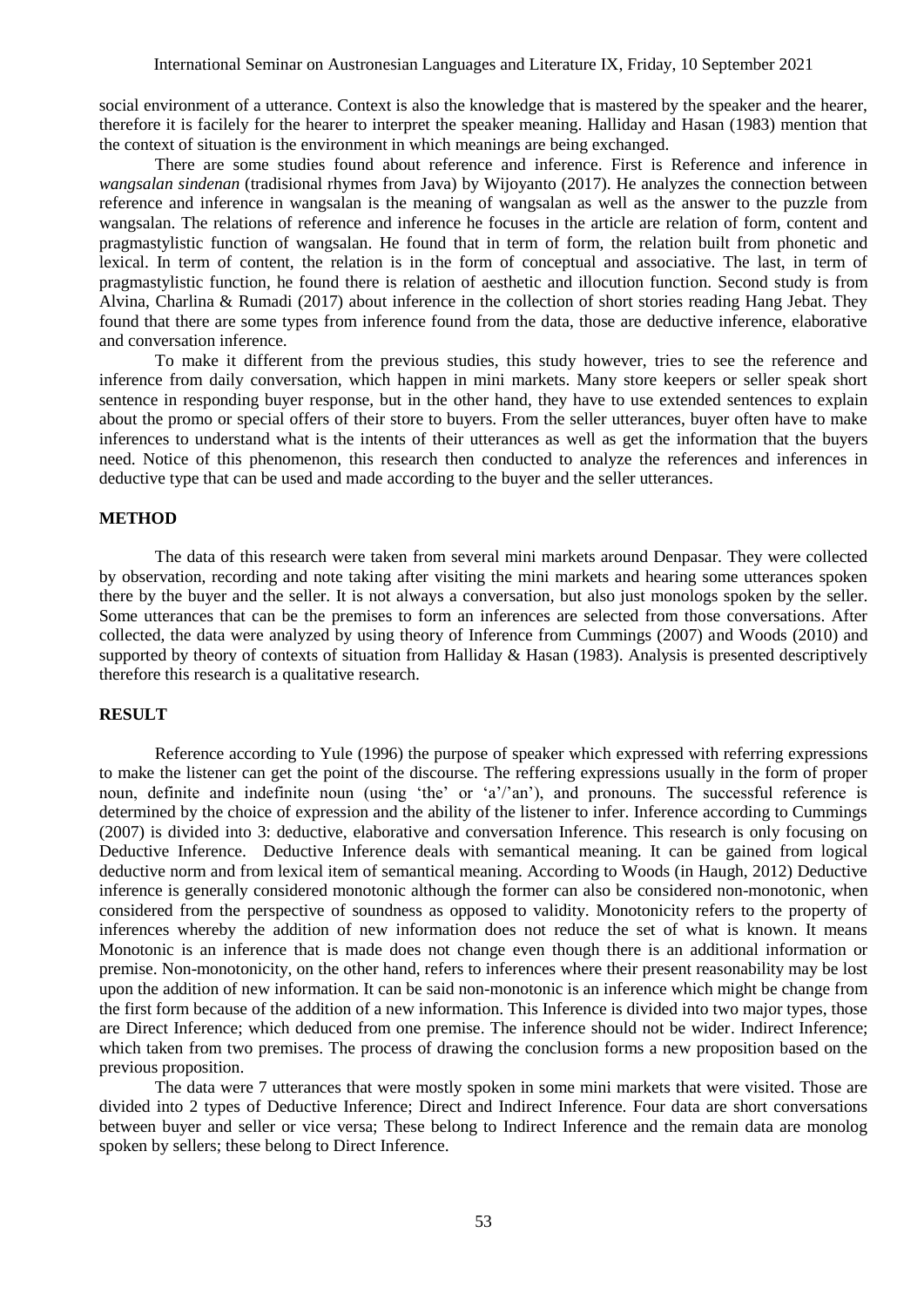social environment of a utterance. Context is also the knowledge that is mastered by the speaker and the hearer, therefore it is facilely for the hearer to interpret the speaker meaning. Halliday and Hasan (1983) mention that the context of situation is the environment in which meanings are being exchanged.

There are some studies found about reference and inference. First is Reference and inference in *wangsalan sindenan* (tradisional rhymes from Java) by Wijoyanto (2017). He analyzes the connection between reference and inference in wangsalan is the meaning of wangsalan as well as the answer to the puzzle from wangsalan. The relations of reference and inference he focuses in the article are relation of form, content and pragmastylistic function of wangsalan. He found that in term of form, the relation built from phonetic and lexical. In term of content, the relation is in the form of conceptual and associative. The last, in term of pragmastylistic function, he found there is relation of aesthetic and illocution function. Second study is from Alvina, Charlina & Rumadi (2017) about inference in the collection of short stories reading Hang Jebat. They found that there are some types from inference found from the data, those are deductive inference, elaborative and conversation inference.

To make it different from the previous studies, this study however, tries to see the reference and inference from daily conversation, which happen in mini markets. Many store keepers or seller speak short sentence in responding buyer response, but in the other hand, they have to use extended sentences to explain about the promo or special offers of their store to buyers. From the seller utterances, buyer often have to make inferences to understand what is the intents of their utterances as well as get the information that the buyers need. Notice of this phenomenon, this research then conducted to analyze the references and inferences in deductive type that can be used and made according to the buyer and the seller utterances.

## METHOD

The data of this research were taken from several mini markets around Denpasar. They were collected by observation, recording and note taking after visiting the mini markets and hearing some utterances spoken there by the buyer and the seller. It is not always a conversation, but also just monologs spoken by the seller. Some utterances that can be the premises to form an inferences are selected from those conversations. After collected, the data were analyzed by using theory of Inference from Cummings (2007) and Woods (2010) and supported by theory of contexts of situation from Halliday & Hasan (1983). Analysis is presented descriptively therefore this research is a qualitative research.

## RESULT

Reference according to Yule (1996) the purpose of speaker which expressed with referring expressions to make the listener can get the point of the discourse. The reffering expressions usually in the form of proper noun, definite and indefinite noun (using 'the' or 'a'/'an'), and pronouns. The successful reference is determined by the choice of expression and the ability of the listener to infer. Inference according to Cummings (2007) is divided into 3: deductive, elaborative and conversation Inference. This research is only focusing on Deductive Inference. Deductive Inference deals with semantical meaning. It can be gained from logical deductive norm and from lexical item of semantical meaning. According to Woods (in Haugh, 2012) Deductive inference is generally considered monotonic although the former can also be considered non-monotonic, when considered from the perspective of soundness as opposed to validity. Monotonicity refers to the property of inferences whereby the addition of new information does not reduce the set of what is known. It means Monotonic is an inference that is made does not change even though there is an additional information or premise. Non-monotonicity, on the other hand, refers to inferences where their present reasonability may be lost upon the addition of new information. It can be said non-monotonic is an inference which might be change from the first form because of the addition of a new information. This Inference is divided into two major types, those are Direct Inference; which deduced from one premise. The inference should not be wider. Indirect Inference; which taken from two premises. The process of drawing the conclusion forms a new proposition based on the previous proposition.

The data were 7 utterances that were mostly spoken in some mini markets that were visited. Those are divided into 2 types of Deductive Inference; Direct and Indirect Inference. Four data are short conversations between buyer and seller or vice versa; These belong to Indirect Inference and the remain data are monolog spoken by sellers; these belong to Direct Inference.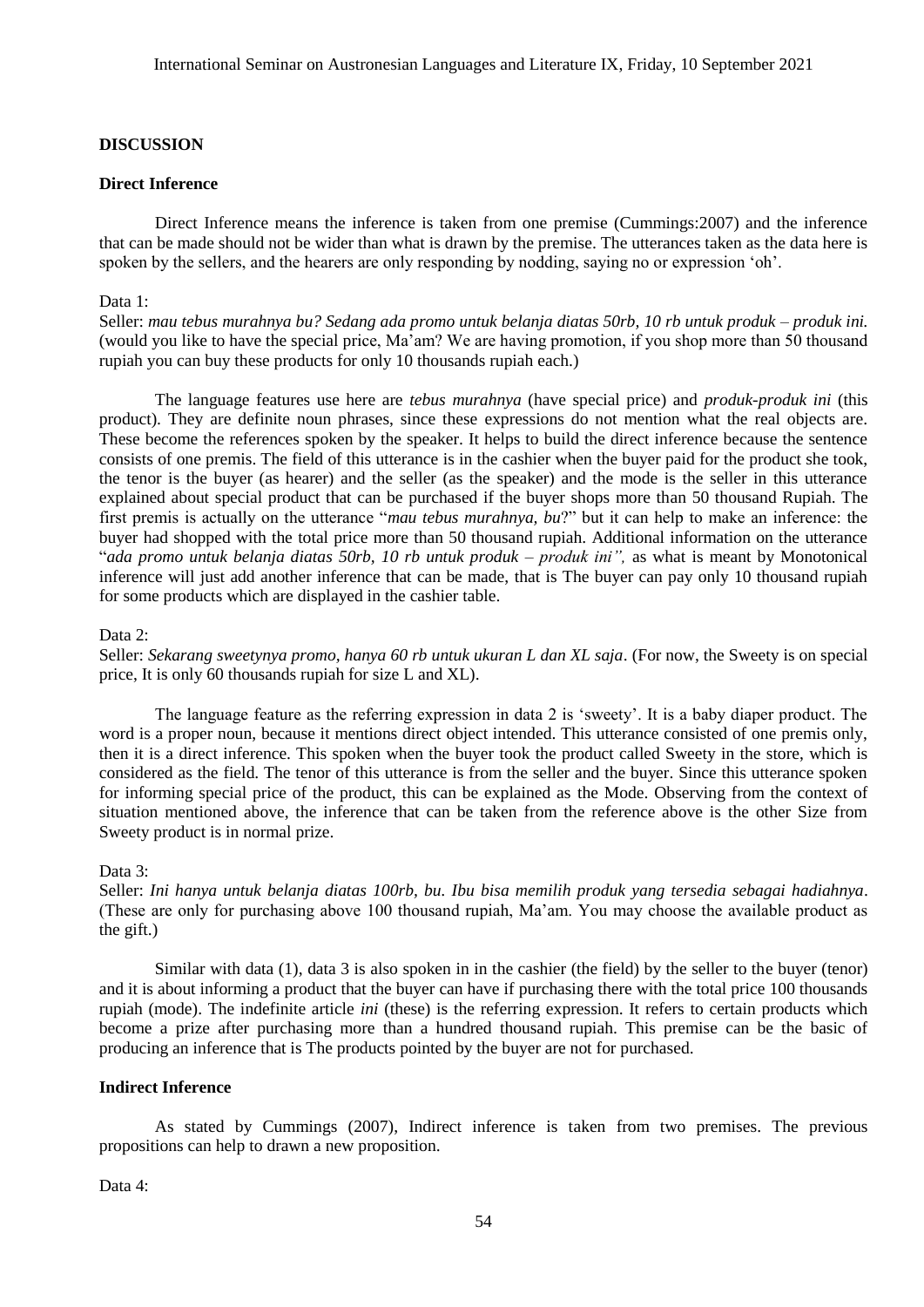## DISCUSSION

### Direct Inference

Direct Inference means the inference is taken from one premise (Cummings:2007) and the inference that can be made should not be wider than what is drawn by the premise. The utterances taken as the data here is spoken by the sellers, and the hearers are only responding by nodding, saying no or expression 'oh'.

Data 1:

Seller: *mau tebus murahnya bu? Sedang ada promo untuk belanja diatas 50rb, 10 rb untuk produk – produk ini.* (would you like to have the special price, Ma'am? We are having promotion, if you shop more than 50 thousand rupiah you can buy these products for only 10 thousands rupiah each.)

The language features use here are *tebus murahnya* (have special price) and *produk-produk ini* (this product). They are definite noun phrases, since these expressions do not mention what the real objects are. These become the references spoken by the speaker. It helps to build the direct inference because the sentence consists of one premis. The field of this utterance is in the cashier when the buyer paid for the product she took, the tenor is the buyer (as hearer) and the seller (as the speaker) and the mode is the seller in this utterance explained about special product that can be purchased if the buyer shops more than 50 thousand Rupiah. The first premis is actually on the utterance "*mau tebus murahnya, bu*?" but it can help to make an inference: the buyer had shopped with the total price more than 50 thousand rupiah. Additional information on the utterance "*ada promo untuk belanja diatas 50rb, 10 rb untuk produk – produk ini",* as what is meant by Monotonical inference will just add another inference that can be made, that is The buyer can pay only 10 thousand rupiah for some products which are displayed in the cashier table.

Data 2:

Seller: *Sekarang sweetynya promo, hanya 60 rb untuk ukuran L dan XL saja*. (For now, the Sweety is on special price, It is only 60 thousands rupiah for size L and XL).

The language feature as the referring expression in data 2 is 'sweety'. It is a baby diaper product. The word is a proper noun, because it mentions direct object intended. This utterance consisted of one premis only, then it is a direct inference. This spoken when the buyer took the product called Sweety in the store, which is considered as the field. The tenor of this utterance is from the seller and the buyer. Since this utterance spoken for informing special price of the product, this can be explained as the Mode. Observing from the context of situation mentioned above, the inference that can be taken from the reference above is the other Size from Sweety product is in normal prize.

Data 3:

Seller: *Ini hanya untuk belanja diatas 100rb, bu. Ibu bisa memilih produk yang tersedia sebagai hadiahnya*. (These are only for purchasing above 100 thousand rupiah, Ma'am. You may choose the available product as the gift.)

Similar with data (1), data 3 is also spoken in in the cashier (the field) by the seller to the buyer (tenor) and it is about informing a product that the buyer can have if purchasing there with the total price 100 thousands rupiah (mode). The indefinite article *ini* (these) is the referring expression. It refers to certain products which become a prize after purchasing more than a hundred thousand rupiah. This premise can be the basic of producing an inference that is The products pointed by the buyer are not for purchased.

### Indirect Inference

As stated by Cummings (2007), Indirect inference is taken from two premises. The previous propositions can help to drawn a new proposition.

Data 4: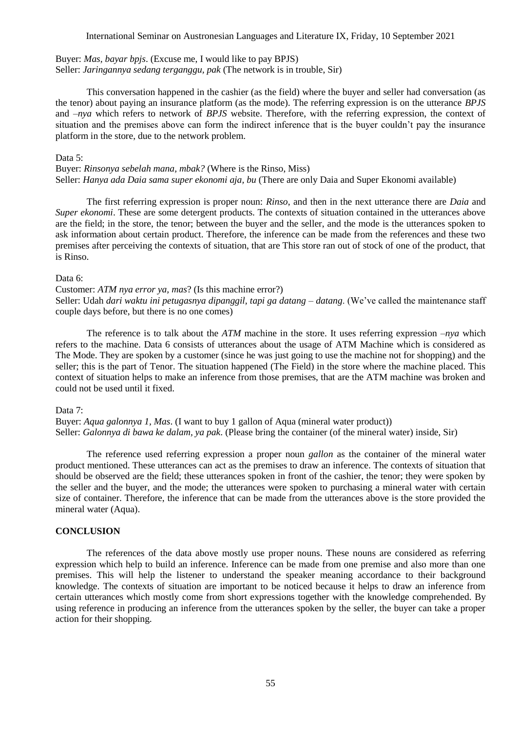Buyer: *Mas, bayar bpjs*. (Excuse me, I would like to pay BPJS)
Seller: *Jaringannya sedang terganggu, pak* (The network is in trouble, Sir)

This conversation happened in the cashier (as the field) where the buyer and seller had conversation (as the tenor) about paying an insurance platform (as the mode). The referring expression is on the utterance *BPJS* and *–nya* which refers to network of *BPJS* website. Therefore, with the referring expression, the context of situation and the premises above can form the indirect inference that is the buyer couldn't pay the insurance platform in the store, due to the network problem.

Data 5:
Buyer: *Rinsonya sebelah mana, mbak?* (Where is the Rinso, Miss)
Seller: *Hanya ada Daia sama super ekonomi aja, bu* (There are only Daia and Super Ekonomi available)

The first referring expression is proper noun: *Rinso*, and then in the next utterance there are *Daia* and *Super ekonomi*. These are some detergent products. The contexts of situation contained in the utterances above are the field; in the store, the tenor; between the buyer and the seller, and the mode is the utterances spoken to ask information about certain product. Therefore, the inference can be made from the references and these two premises after perceiving the contexts of situation, that are This store ran out of stock of one of the product, that is Rinso.

Data 6:
Customer: *ATM nya error ya, mas*? (Is this machine error?)
Seller: Udah *dari waktu ini petugasnya dipanggil, tapi ga datang – datang*. (We've called the maintenance staff couple days before, but there is no one comes)

The reference is to talk about the *ATM* machine in the store. It uses referring expression *–nya* which refers to the machine. Data 6 consists of utterances about the usage of ATM Machine which is considered as The Mode. They are spoken by a customer (since he was just going to use the machine not for shopping) and the seller; this is the part of Tenor. The situation happened (The Field) in the store where the machine placed. This context of situation helps to make an inference from those premises, that are the ATM machine was broken and could not be used until it fixed.

Data 7:
Buyer: *Aqua galonnya 1, Mas*. (I want to buy 1 gallon of Aqua (mineral water product))
Seller: *Galonnya di bawa ke dalam, ya pak*. (Please bring the container (of the mineral water) inside, Sir)

The reference used referring expression a proper noun *gallon* as the container of the mineral water product mentioned. These utterances can act as the premises to draw an inference. The contexts of situation that should be observed are the field; these utterances spoken in front of the cashier, the tenor; they were spoken by the seller and the buyer, and the mode; the utterances were spoken to purchasing a mineral water with certain size of container. Therefore, the inference that can be made from the utterances above is the store provided the mineral water (Aqua).

## CONCLUSION

The references of the data above mostly use proper nouns. These nouns are considered as referring expression which help to build an inference. Inference can be made from one premise and also more than one premises. This will help the listener to understand the speaker meaning accordance to their background knowledge. The contexts of situation are important to be noticed because it helps to draw an inference from certain utterances which mostly come from short expressions together with the knowledge comprehended. By using reference in producing an inference from the utterances spoken by the seller, the buyer can take a proper action for their shopping.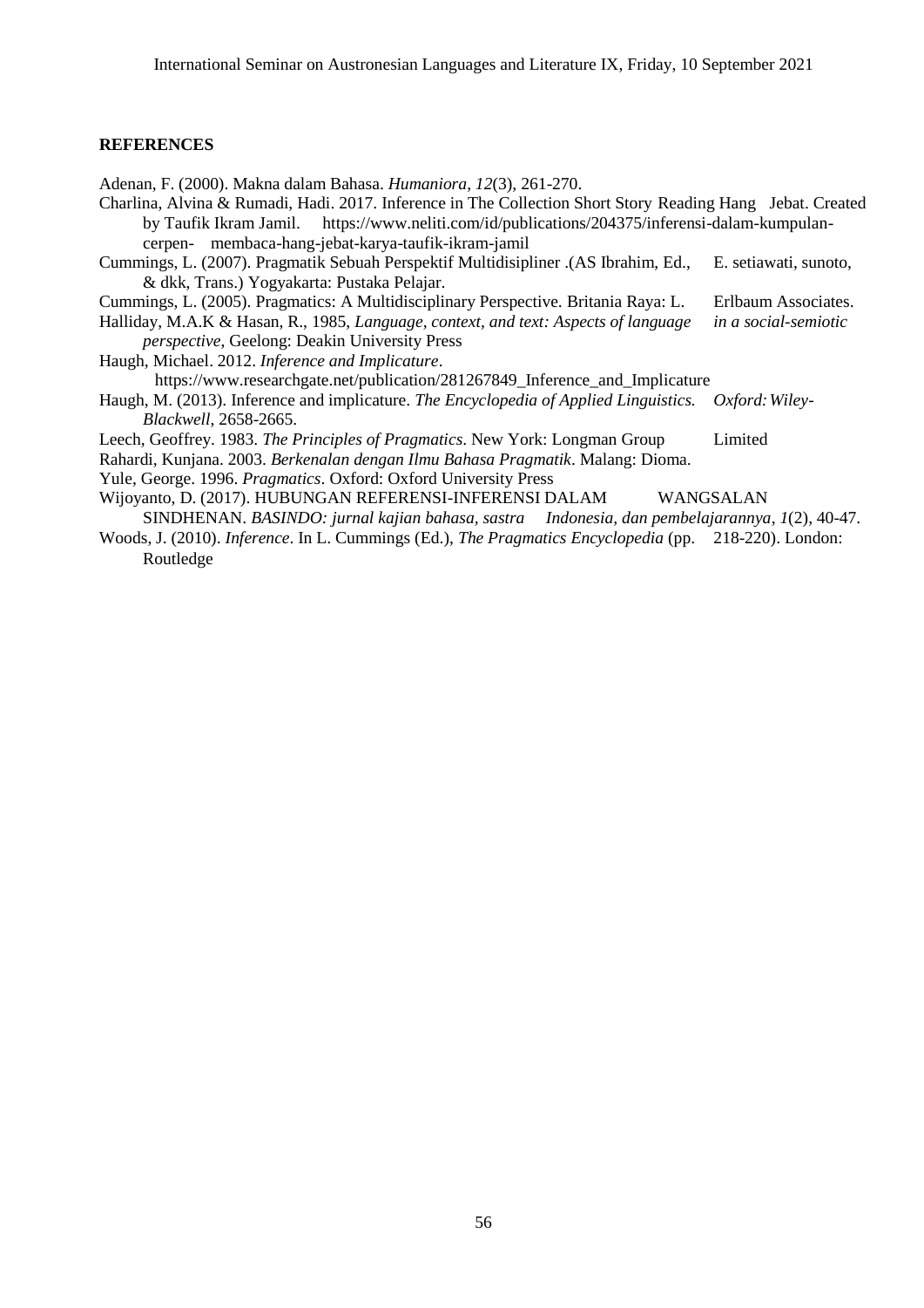## REFERENCES

Adenan, F. (2000). Makna dalam Bahasa. *Humaniora*, *12*(3), 261-270.

Charlina, Alvina & Rumadi, Hadi. 2017. Inference in The Collection Short Story Reading Hang Jebat. Created by Taufik Ikram Jamil. https://www.neliti.com/id/publications/204375/inferensi-dalam-kumpulan-cerpen- membaca-hang-jebat-karya-taufik-ikram-jamil

Cummings, L. (2007). Pragmatik Sebuah Perspektif Multidisipliner .(AS Ibrahim, Ed., E. setiawati, sunoto, & dkk, Trans.) Yogyakarta: Pustaka Pelajar.

Cummings, L. (2005). Pragmatics: A Multidisciplinary Perspective. Britania Raya: L. Erlbaum Associates.

Halliday, M.A.K & Hasan, R., 1985, *Language, context, and text: Aspects of language in a social-semiotic perspective*, Geelong: Deakin University Press

Haugh, Michael. 2012. *Inference and Implicature*. https://www.researchgate.net/publication/281267849_Inference_and_Implicature

Haugh, M. (2013). Inference and implicature. *The Encyclopedia of Applied Linguistics. Oxford: Wiley-Blackwell*, 2658-2665.

Leech, Geoffrey. 1983. *The Principles of Pragmatics*. New York: Longman Group Limited

Rahardi, Kunjana. 2003. *Berkenalan dengan Ilmu Bahasa Pragmatik*. Malang: Dioma.

Yule, George. 1996. *Pragmatics*. Oxford: Oxford University Press

Wijoyanto, D. (2017). HUBUNGAN REFERENSI-INFERENSI DALAM WANGSALAN SINDHENAN. *BASINDO: jurnal kajian bahasa, sastra Indonesia, dan pembelajarannya*, *1*(2), 40-47.

Woods, J. (2010). *Inference*. In L. Cummings (Ed.), *The Pragmatics Encyclopedia* (pp. 218-220). London: Routledge